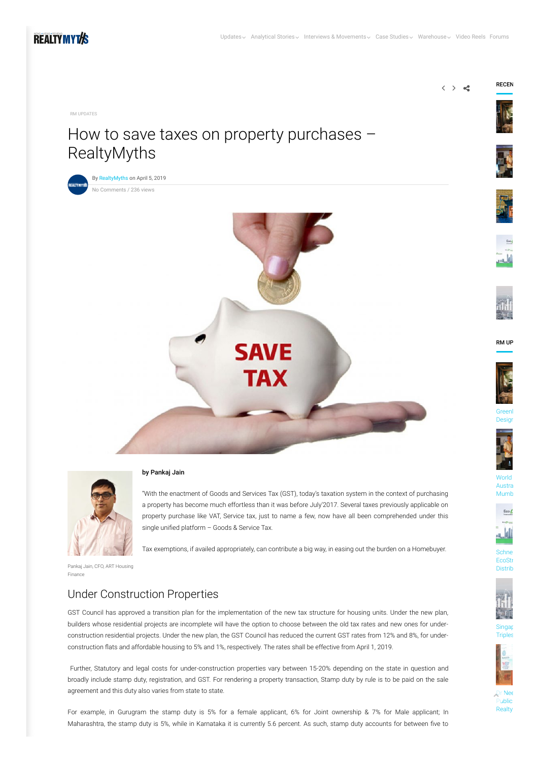RM UPDATES

# How to save taxes on property purchases – RealtyMyths

By RealtyMyths on April 5, 2019

No Comments / 236 views

Pankaj Jain, CFO, ART Housing Finance

**by Pankaj Jain**

"With the enactment of Goods and Services Tax (GST), today's taxation system in the context of purchasing a property has become much effortless than it was before July'2017. Several taxes previously applicable on property purchase like VAT, Service tax, just to name a few, now have all been comprehended under this single unified platform – Goods & Service Tax.

Tax exemptions, if availed appropriately, can contribute a big way, in easing out the burden on a Homebuyer.

## Under Construction Properties

GST Council has approved a transition plan for the implementation of the new tax structure for housing units. Under the new plan, builders whose residential projects are incomplete will have the option to choose between the old tax rates and new ones for under-construction residential projects. Under the new plan, the GST Council has reduced the current GST rates from 12% and 8%, for under-construction flats and affordable housing to 5% and 1%, respectively. The rates shall be effective from April 1, 2019.

Further, Statutory and legal costs for under-construction properties vary between 15-20% depending on the state in question and broadly include stamp duty, registration, and GST. For rendering a property transaction, Stamp duty by rule is to be paid on the sale agreement and this duty also varies from state to state.

For example, in Gurugram the stamp duty is 5% for a female applicant, 6% for Joint ownership & 7% for Male applicant; In Maharashtra, the stamp duty is 5%, while in Karnataka it is currently 5.6 percent. As such, stamp duty accounts for between five to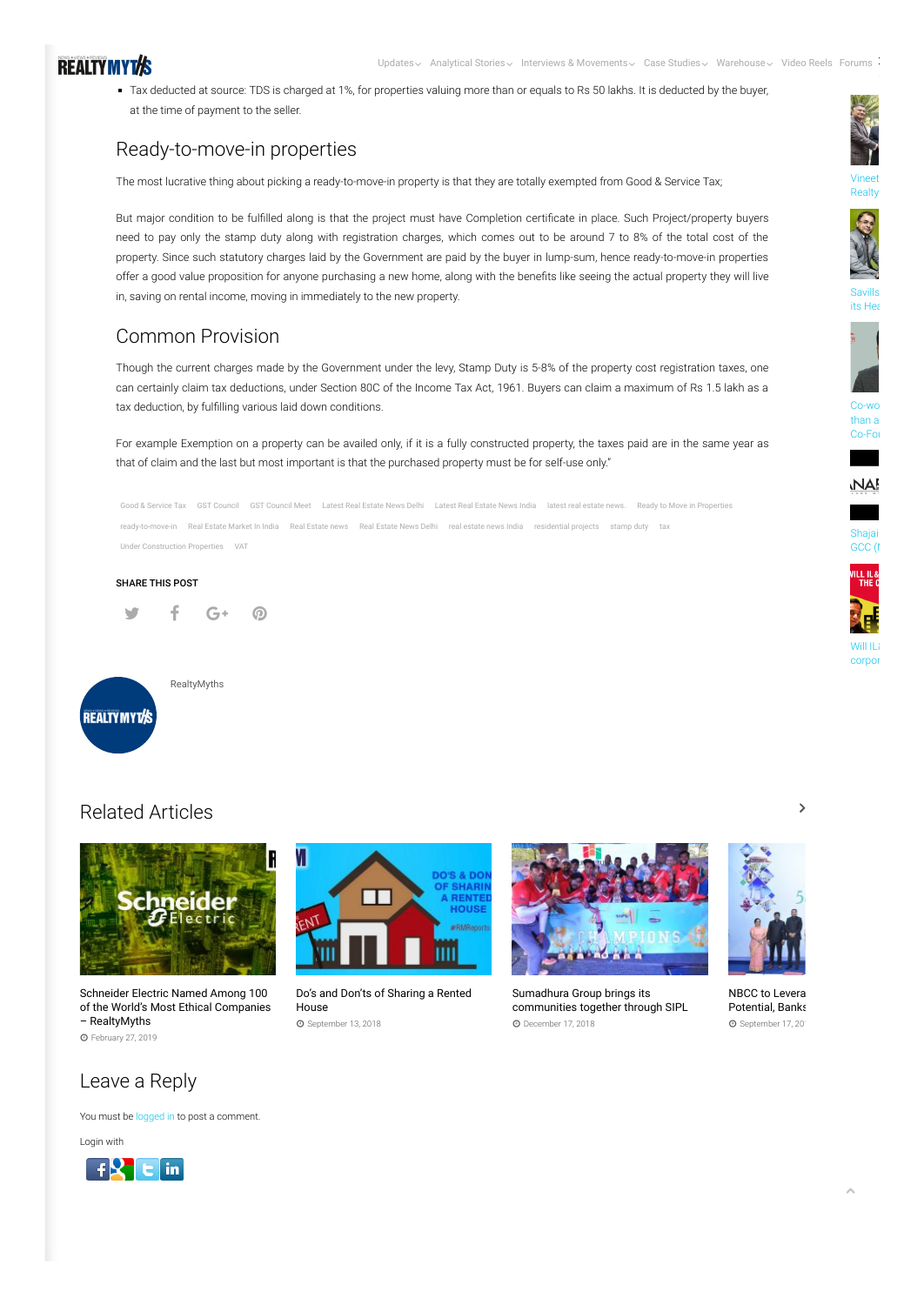- Tax deducted at source: TDS is charged at 1%, for properties valuing more than or equals to Rs 50 lakhs. It is deducted by the buyer, at the time of payment to the seller.

## Ready-to-move-in properties

The most lucrative thing about picking a ready-to-move-in property is that they are totally exempted from Good & Service Tax;

But major condition to be fulfilled along is that the project must have Completion certificate in place. Such Project/property buyers need to pay only the stamp duty along with registration charges, which comes out to be around 7 to 8% of the total cost of the property. Since such statutory charges laid by the Government are paid by the buyer in lump-sum, hence ready-to-move-in properties offer a good value proposition for anyone purchasing a new home, along with the benefits like seeing the actual property they will live in, saving on rental income, moving in immediately to the new property.

## Common Provision

Though the current charges made by the Government under the levy, Stamp Duty is 5-8% of the property cost registration taxes, one can certainly claim tax deductions, under Section 80C of the Income Tax Act, 1961. Buyers can claim a maximum of Rs 1.5 lakh as a tax deduction, by fulfilling various laid down conditions.

For example Exemption on a property can be availed only, if it is a fully constructed property, the taxes paid are in the same year as that of claim and the last but most important is that the purchased property must be for self-use only."

Good & Service Tax GST Council GST Council Meet Latest Real Estate News Delhi Latest Real Estate News India latest real estate news. Ready to Move in Properties ready-to-move-in Real Estate Market In India Real Estate news Real Estate News Delhi real estate news india residential projects stamp duty tax Under Construction Properties VAT

SHARE THIS POST

RealtyMyths

## Related Articles

Schneider Electric Named Among 100 of the World's Most Ethical Companies – RealtyMyths
February 27, 2019

Do's and Don'ts of Sharing a Rented House
September 13, 2018

Sumadhura Group brings its communities together through SIPL
December 17, 2018

NBCC to Levera Potential, Banks
September 17, 20

## Leave a Reply

You must be logged in to post a comment.

Login with